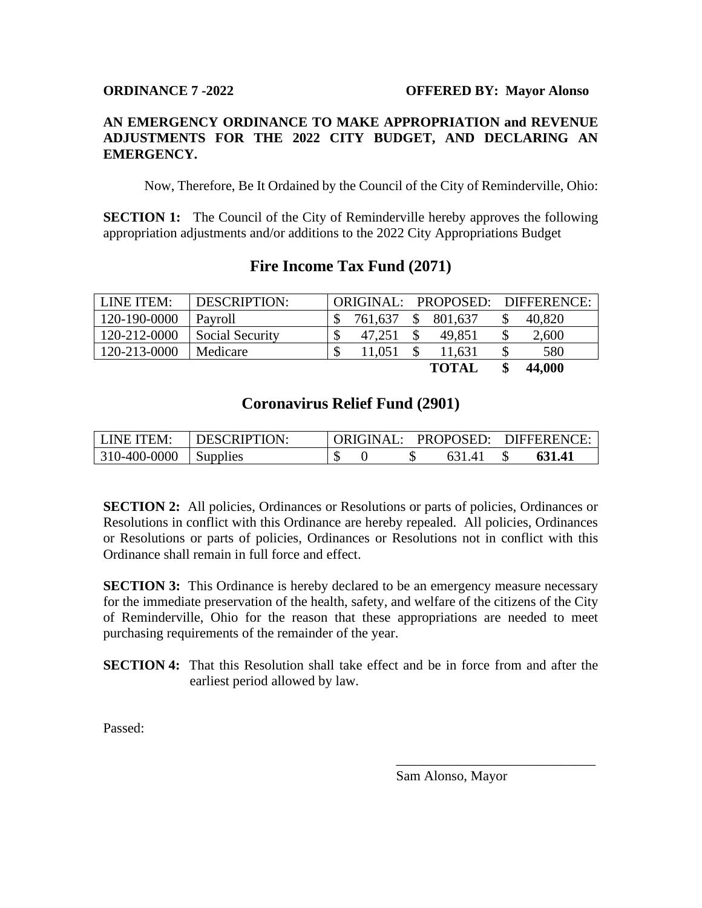**ORDINANCE 7 -2022** **OFFERED BY: Mayor Alonso**

**AN EMERGENCY ORDINANCE TO MAKE APPROPRIATION and REVENUE ADJUSTMENTS FOR THE 2022 CITY BUDGET, AND DECLARING AN EMERGENCY.**

Now, Therefore, Be It Ordained by the Council of the City of Reminderville, Ohio:

**SECTION 1:** The Council of the City of Reminderville hereby approves the following appropriation adjustments and/or additions to the 2022 City Appropriations Budget

## Fire Income Tax Fund (2071)

| LINE ITEM: | DESCRIPTION: | ORIGINAL: | PROPOSED: | DIFFERENCE: |
|---|---|---|---|---|
| 120-190-0000 | Payroll | $ 761,637 | $ 801,637 | $ 40,820 |
| 120-212-0000 | Social Security | $ 47,251 | $ 49,851 | $ 2,600 |
| 120-213-0000 | Medicare | $ 11,051 | $ 11,631 | $ 580 |
| | | | **TOTAL** | **$ 44,000** |

## Coronavirus Relief Fund (2901)

| LINE ITEM: | DESCRIPTION: | ORIGINAL: | PROPOSED: | DIFFERENCE: |
|---|---|---|---|---|
| 310-400-0000 | Supplies | $ 0 | $ 631.41 | **$ 631.41** |

**SECTION 2:** All policies, Ordinances or Resolutions or parts of policies, Ordinances or Resolutions in conflict with this Ordinance are hereby repealed. All policies, Ordinances or Resolutions or parts of policies, Ordinances or Resolutions not in conflict with this Ordinance shall remain in full force and effect.

**SECTION 3:** This Ordinance is hereby declared to be an emergency measure necessary for the immediate preservation of the health, safety, and welfare of the citizens of the City of Reminderville, Ohio for the reason that these appropriations are needed to meet purchasing requirements of the remainder of the year.

**SECTION 4:** That this Resolution shall take effect and be in force from and after the earliest period allowed by law.

Passed:

______________________________
Sam Alonso, Mayor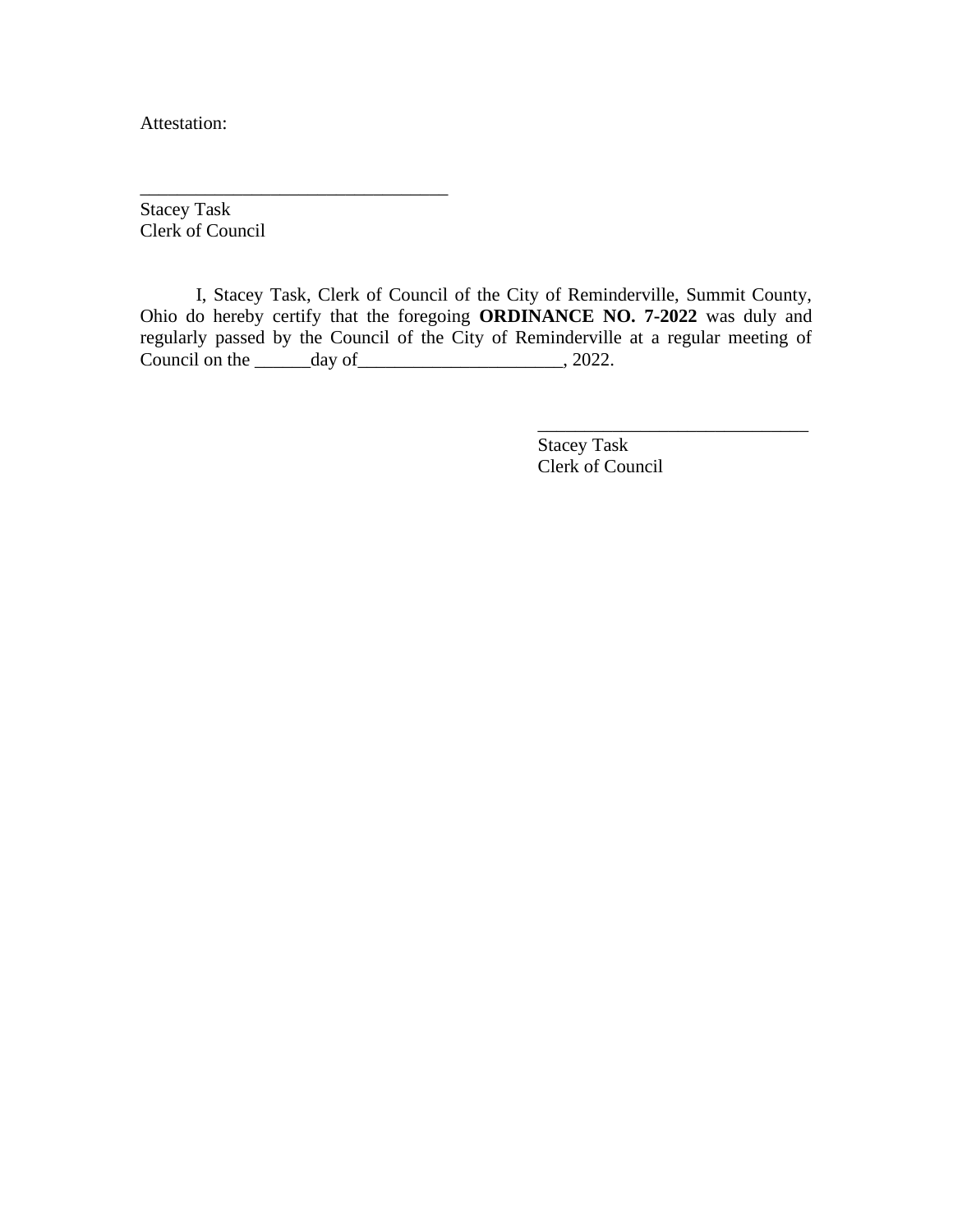Attestation:

\_\_\_\_\_\_\_\_\_\_\_\_\_\_\_\_\_\_\_\_\_\_\_\_\_\_\_\_\_\_\_\_\_\_

Stacey Task
Clerk of Council

I, Stacey Task, Clerk of Council of the City of Reminderville, Summit County, Ohio do hereby certify that the foregoing **ORDINANCE NO. 7-2022** was duly and regularly passed by the Council of the City of Reminderville at a regular meeting of Council on the ______day of______________________, 2022.

\_\_\_\_\_\_\_\_\_\_\_\_\_\_\_\_\_\_\_\_\_\_\_\_\_\_\_\_\_\_

Stacey Task
Clerk of Council